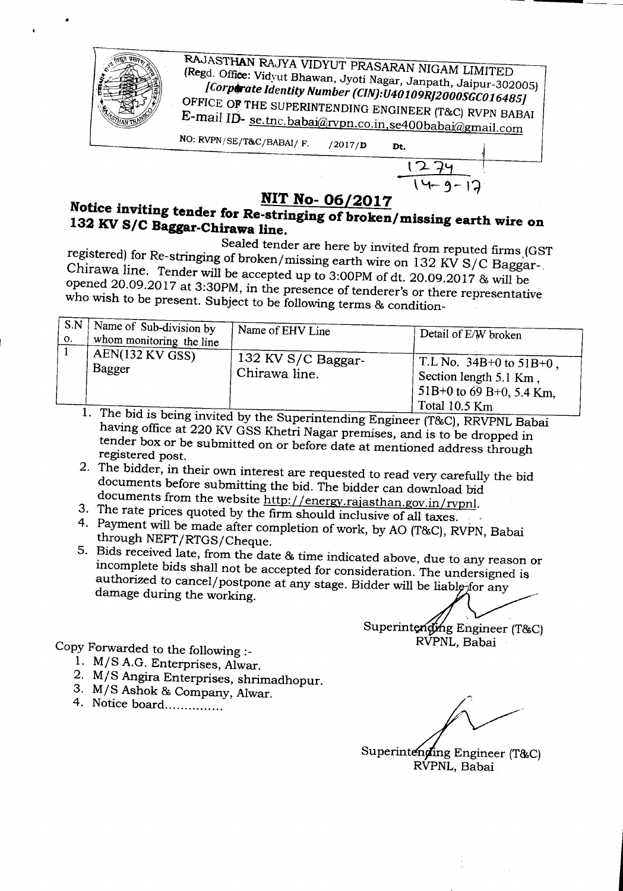RAJASTHAN RAJYA VIDYUT PRASARAN NIGAM LIMITED
(Regd. Office: Vidyut Bhawan, Jyoti Nagar, Janpath, Jaipur-302005)
*[Corporate Identity Number (CIN):U40109RJ2000SGC016485]*
OFFICE OF THE SUPERINTENDING ENGINEER (T&C) RVPN BABAI
E-mail ID- se.tnc.babai@rvpn.co.in,se400babai@gmail.com

NO: RVPN/SE/T&C/BABAI/ F. /2017/D Dt. 1274 / 14-9-17

## NIT No- 06/2017

## Notice inviting tender for Re-stringing of broken/missing earth wire on 132 KV S/C Baggar-Chirawa line.

Sealed tender are here by invited from reputed firms (GST registered) for Re-stringing of broken/missing earth wire on 132 KV S/C Baggar-Chirawa line. Tender will be accepted up to 3:00PM of dt. 20.09.2017 & will be opened 20.09.2017 at 3:30PM, in the presence of tenderer's or there representative who wish to be present. Subject to be following terms & condition-

| S.No. | Name of Sub-division by whom monitoring the line | Name of EHV Line | Detail of E/W broken |
|---|---|---|---|
| 1 | AEN(132 KV GSS) Bagger | 132 KV S/C Baggar-Chirawa line. | T.L No. 34B+0 to 51B+0, Section length 5.1 Km, 51B+0 to 69 B+0, 5.4 Km, Total 10.5 Km |

1. The bid is being invited by the Superintending Engineer (T&C), RRVPNL Babai having office at 220 KV GSS Khetri Nagar premises, and is to be dropped in tender box or be submitted on or before date at mentioned address through registered post.
2. The bidder, in their own interest are requested to read very carefully the bid documents before submitting the bid. The bidder can download bid documents from the website http://energy.rajasthan.gov.in/rvpnl.
3. The rate prices quoted by the firm should inclusive of all taxes.
4. Payment will be made after completion of work, by AO (T&C), RVPN, Babai through NEFT/RTGS/Cheque.
5. Bids received late, from the date & time indicated above, due to any reason or incomplete bids shall not be accepted for consideration. The undersigned is authorized to cancel/postpone at any stage. Bidder will be liable for any damage during the working.

Superintending Engineer (T&C)
RVPNL, Babai

Copy Forwarded to the following :-

1. M/S A.G. Enterprises, Alwar.
2. M/S Angira Enterprises, shrimadhopur.
3. M/S Ashok & Company, Alwar.
4. Notice board...............

Superintending Engineer (T&C)
RVPNL, Babai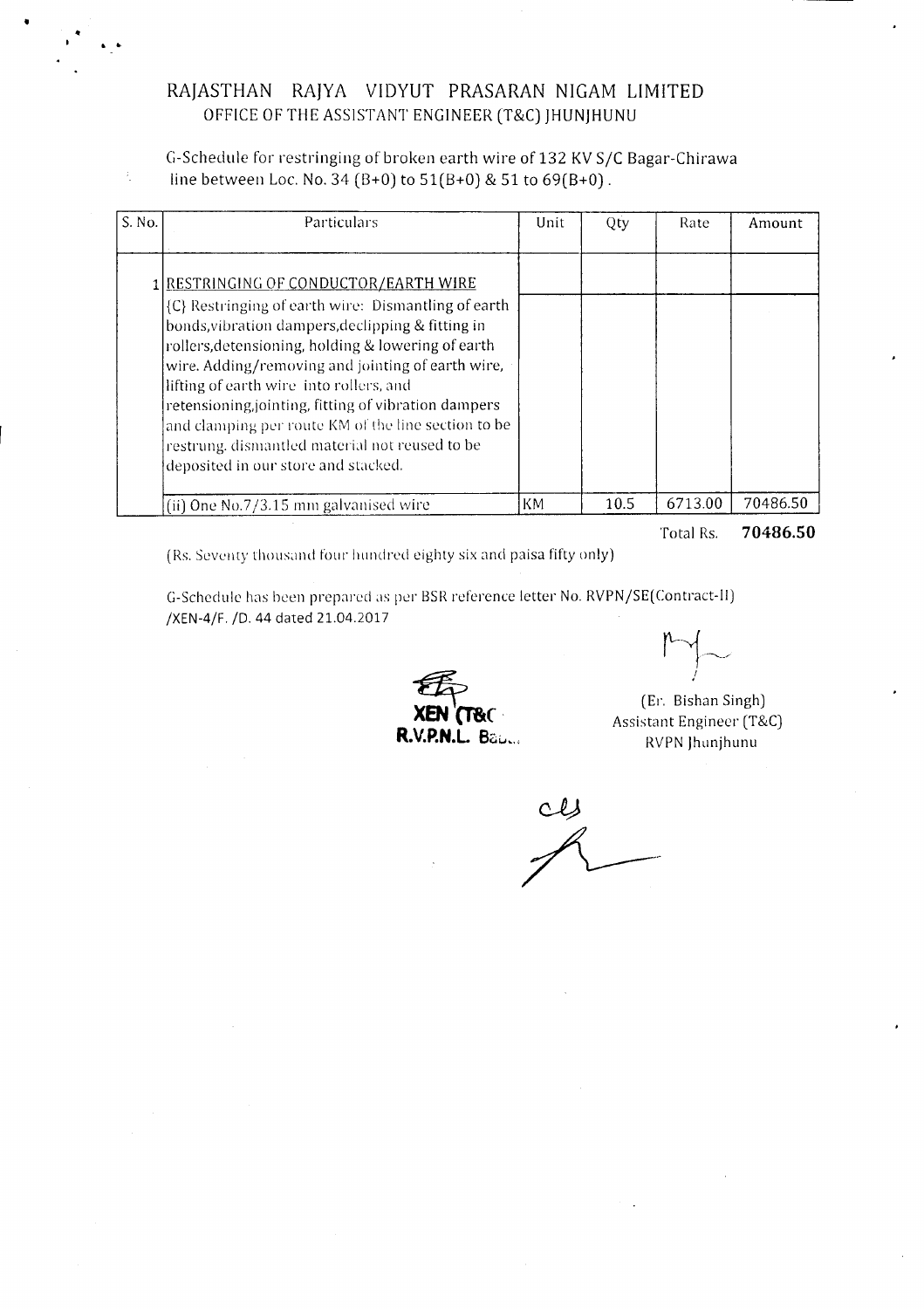# RAJASTHAN RAJYA VIDYUT PRASARAN NIGAM LIMITED

## OFFICE OF THE ASSISTANT ENGINEER (T&C) JHUNJHUNU

G-Schedule for restringing of broken earth wire of 132 KV S/C Bagar-Chirawa line between Loc. No. 34 (B+0) to 51(B+0) & 51 to 69(B+0).

| S. No. | Particulars | Unit | Qty | Rate | Amount |
|---|---|---|---|---|---|
| 1 | RESTRINGING OF CONDUCTOR/EARTH WIRE | | | | |
| | {C} Restringing of earth wire: Dismantling of earth bonds,vibration dampers,declipping & fitting in rollers,detensioning, holding & lowering of earth wire. Adding/removing and jointing of earth wire, lifting of earth wire into rollers, and retensioning,jointing, fitting of vibration dampers and clamping per route KM of the line section to be restrung. dismantled material not reused to be deposited in our store and stacked. | | | | |
| | (ii) One No.7/3.15 mm galvanised wire | KM | 10.5 | 6713.00 | 70486.50 |

Total Rs. **70486.50**

(Rs. Seventy thousand four hundred eighty six and paisa fifty only)

G-Schedule has been prepared as per BSR reference letter No. RVPN/SE(Contract-II) /XEN-4/F. /D. 44 dated 21.04.2017

XEN (T&C)
R.V.P.N.L. Ba...

(Er. Bishan Singh)
Assistant Engineer (T&C)
RVPN Jhunjhunu